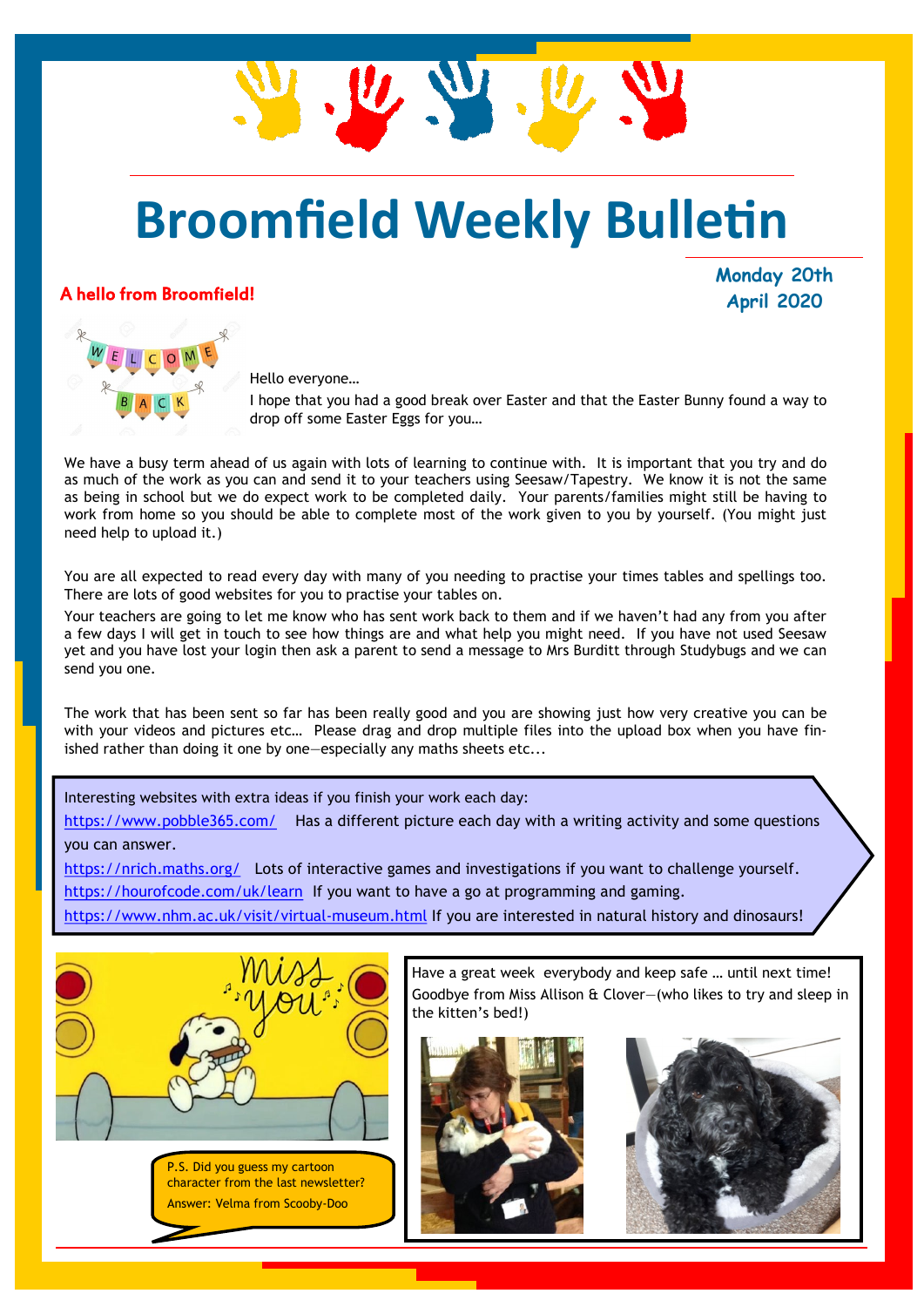# Broomfield Weekly Bulletin

**Monday 20th April 2020**

## A hello from Broomfield!

Hello everyone…

I hope that you had a good break over Easter and that the Easter Bunny found a way to drop off some Easter Eggs for you…

We have a busy term ahead of us again with lots of learning to continue with. It is important that you try and do as much of the work as you can and send it to your teachers using Seesaw/Tapestry. We know it is not the same as being in school but we do expect work to be completed daily. Your parents/families might still be having to work from home so you should be able to complete most of the work given to you by yourself. (You might just need help to upload it.)

You are all expected to read every day with many of you needing to practise your times tables and spellings too. There are lots of good websites for you to practise your tables on.

Your teachers are going to let me know who has sent work back to them and if we haven't had any from you after a few days I will get in touch to see how things are and what help you might need. If you have not used Seesaw yet and you have lost your login then ask a parent to send a message to Mrs Burditt through Studybugs and we can send you one.

The work that has been sent so far has been really good and you are showing just how very creative you can be with your videos and pictures etc… Please drag and drop multiple files into the upload box when you have finished rather than doing it one by one—especially any maths sheets etc...

Interesting websites with extra ideas if you finish your work each day:

https://www.pobble365.com/ Has a different picture each day with a writing activity and some questions you can answer.

https://nrich.maths.org/ Lots of interactive games and investigations if you want to challenge yourself.

https://hourofcode.com/uk/learn If you want to have a go at programming and gaming.

https://www.nhm.ac.uk/visit/virtual-museum.html If you are interested in natural history and dinosaurs!

P.S. Did you guess my cartoon character from the last newsletter?

Answer: Velma from Scooby-Doo

Have a great week everybody and keep safe … until next time!

Goodbye from Miss Allison & Clover—(who likes to try and sleep in the kitten's bed!)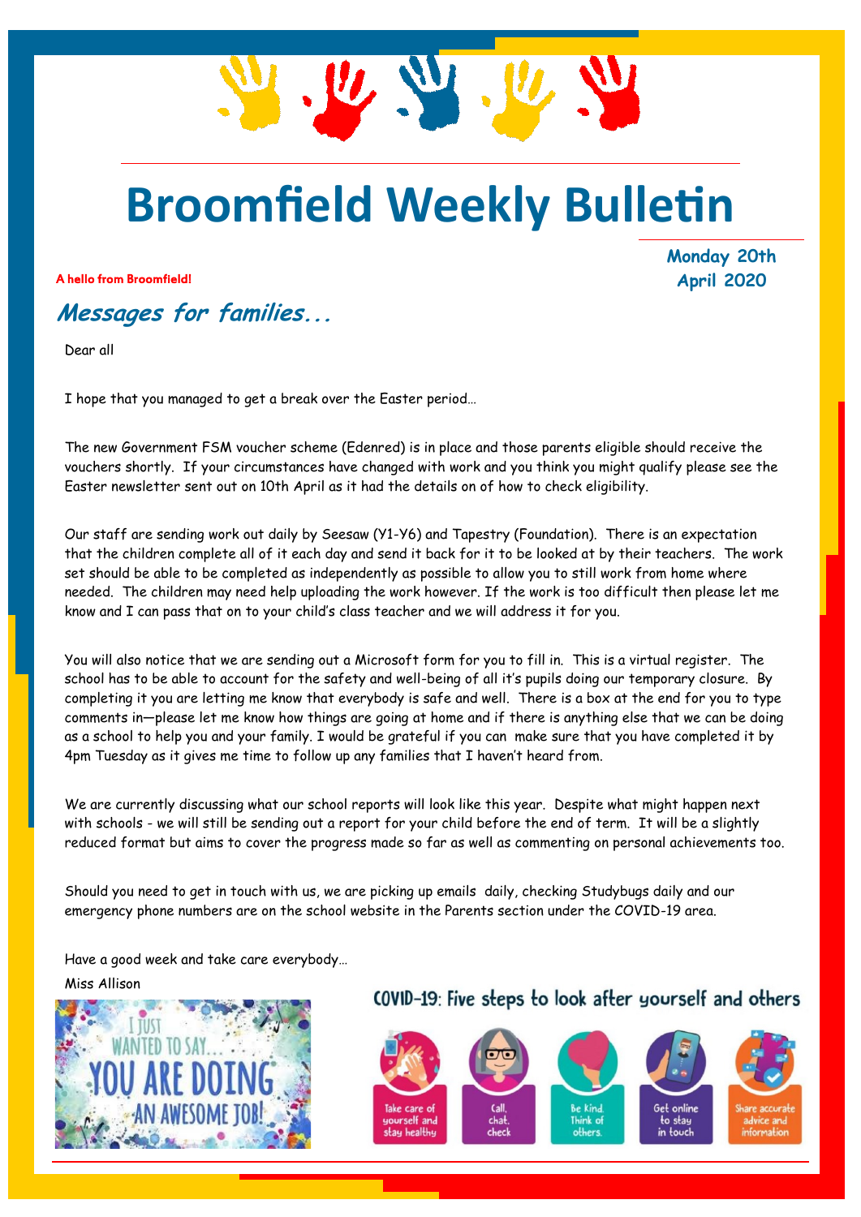# Broomfield Weekly Bulletin

**Monday 20th April 2020**

**A hello from Broomfield!**

## *Messages for families...*

Dear all

I hope that you managed to get a break over the Easter period…

The new Government FSM voucher scheme (Edenred) is in place and those parents eligible should receive the vouchers shortly. If your circumstances have changed with work and you think you might qualify please see the Easter newsletter sent out on 10th April as it had the details on of how to check eligibility.

Our staff are sending work out daily by Seesaw (Y1-Y6) and Tapestry (Foundation). There is an expectation that the children complete all of it each day and send it back for it to be looked at by their teachers. The work set should be able to be completed as independently as possible to allow you to still work from home where needed. The children may need help uploading the work however. If the work is too difficult then please let me know and I can pass that on to your child's class teacher and we will address it for you.

You will also notice that we are sending out a Microsoft form for you to fill in. This is a virtual register. The school has to be able to account for the safety and well-being of all it's pupils doing our temporary closure. By completing it you are letting me know that everybody is safe and well. There is a box at the end for you to type comments in—please let me know how things are going at home and if there is anything else that we can be doing as a school to help you and your family. I would be grateful if you can make sure that you have completed it by 4pm Tuesday as it gives me time to follow up any families that I haven't heard from.

We are currently discussing what our school reports will look like this year. Despite what might happen next with schools - we will still be sending out a report for your child before the end of term. It will be a slightly reduced format but aims to cover the progress made so far as well as commenting on personal achievements too.

Should you need to get in touch with us, we are picking up emails daily, checking Studybugs daily and our emergency phone numbers are on the school website in the Parents section under the COVID-19 area.

Have a good week and take care everybody…

Miss Allison

I JUST WANTED TO SAY… YOU ARE DOING AN AWESOME JOB!

COVID-19: Five steps to look after yourself and others

Take care of yourself and stay healthy

Call, chat, check

Be kind. Think of others.

Get online to stay in touch

Share accurate advice and information